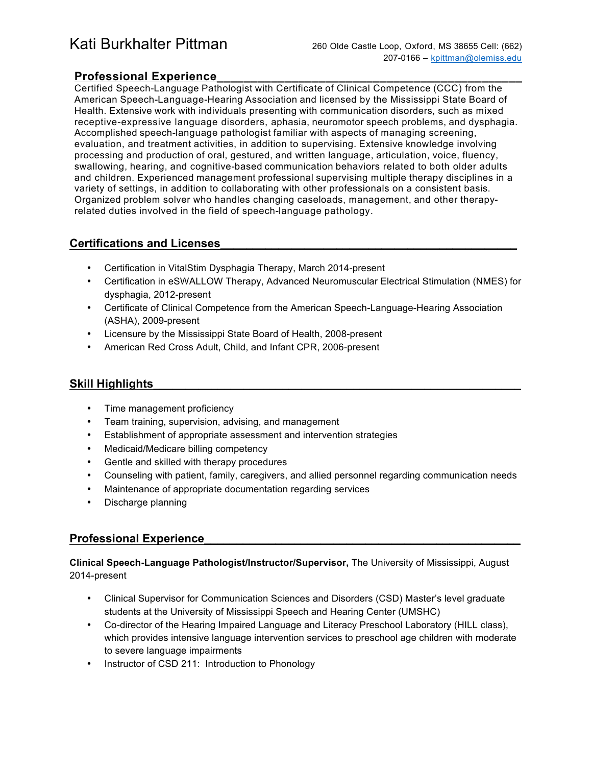# Kati Burkhalter Pittman

260 Olde Castle Loop, Oxford, MS 38655 Cell: (662) 207-0166 – kpittman@olemiss.edu

## Professional Experience

Certified Speech-Language Pathologist with Certificate of Clinical Competence (CCC) from the American Speech-Language-Hearing Association and licensed by the Mississippi State Board of Health. Extensive work with individuals presenting with communication disorders, such as mixed receptive-expressive language disorders, aphasia, neuromotor speech problems, and dysphagia. Accomplished speech-language pathologist familiar with aspects of managing screening, evaluation, and treatment activities, in addition to supervising. Extensive knowledge involving processing and production of oral, gestured, and written language, articulation, voice, fluency, swallowing, hearing, and cognitive-based communication behaviors related to both older adults and children. Experienced management professional supervising multiple therapy disciplines in a variety of settings, in addition to collaborating with other professionals on a consistent basis. Organized problem solver who handles changing caseloads, management, and other therapy-related duties involved in the field of speech-language pathology.

## Certifications and Licenses

- Certification in VitalStim Dysphagia Therapy, March 2014-present
- Certification in eSWALLOW Therapy, Advanced Neuromuscular Electrical Stimulation (NMES) for dysphagia, 2012-present
- Certificate of Clinical Competence from the American Speech-Language-Hearing Association (ASHA), 2009-present
- Licensure by the Mississippi State Board of Health, 2008-present
- American Red Cross Adult, Child, and Infant CPR, 2006-present

## Skill Highlights

- Time management proficiency
- Team training, supervision, advising, and management
- Establishment of appropriate assessment and intervention strategies
- Medicaid/Medicare billing competency
- Gentle and skilled with therapy procedures
- Counseling with patient, family, caregivers, and allied personnel regarding communication needs
- Maintenance of appropriate documentation regarding services
- Discharge planning

## Professional Experience

**Clinical Speech-Language Pathologist/Instructor/Supervisor,** The University of Mississippi, August 2014-present

- Clinical Supervisor for Communication Sciences and Disorders (CSD) Master's level graduate students at the University of Mississippi Speech and Hearing Center (UMSHC)
- Co-director of the Hearing Impaired Language and Literacy Preschool Laboratory (HILL class), which provides intensive language intervention services to preschool age children with moderate to severe language impairments
- Instructor of CSD 211: Introduction to Phonology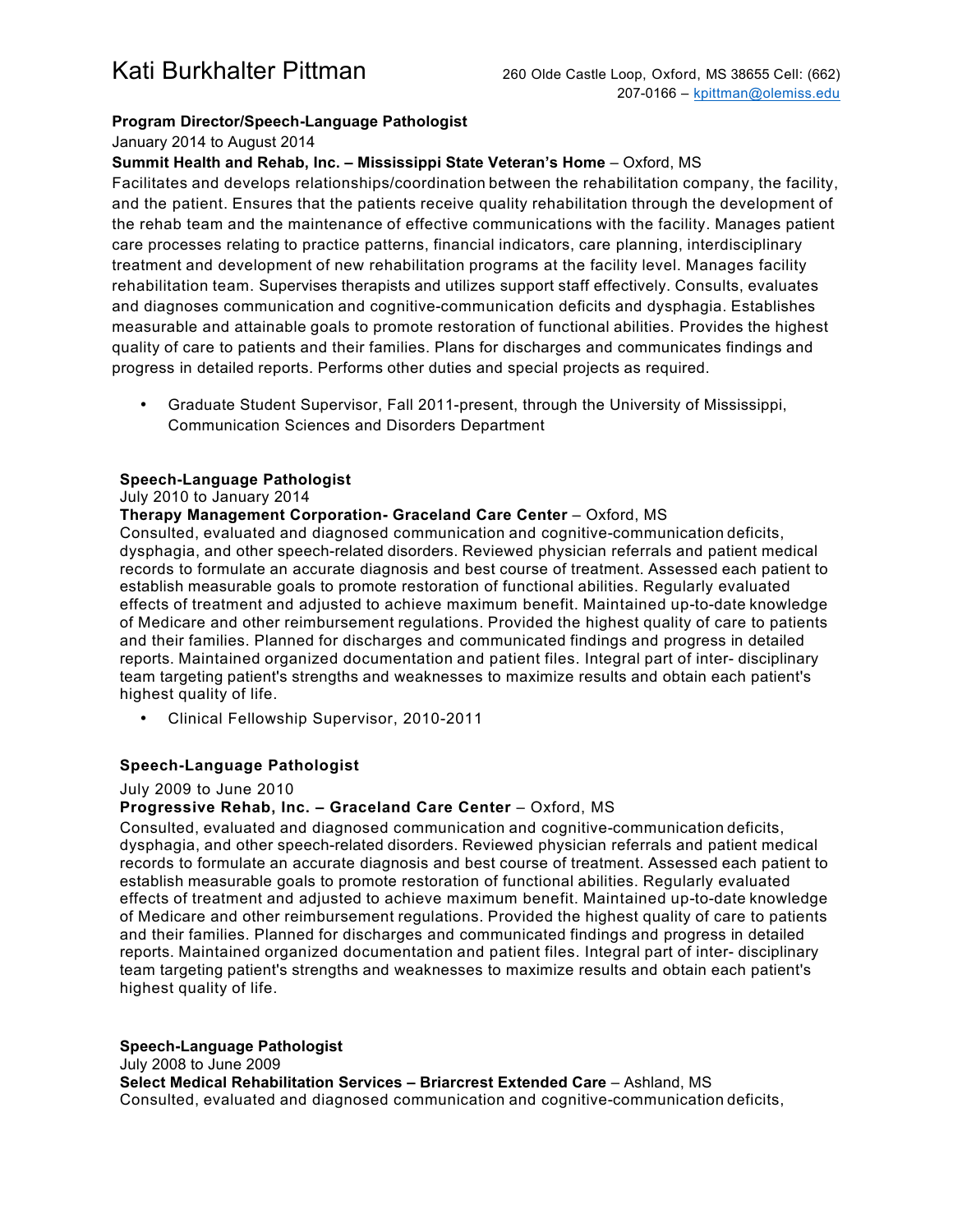# Kati Burkhalter Pittman

260 Olde Castle Loop, Oxford, MS 38655 Cell: (662) 207-0166 – kpittman@olemiss.edu

**Program Director/Speech-Language Pathologist**
January 2014 to August 2014
**Summit Health and Rehab, Inc. – Mississippi State Veteran's Home** – Oxford, MS
Facilitates and develops relationships/coordination between the rehabilitation company, the facility, and the patient. Ensures that the patients receive quality rehabilitation through the development of the rehab team and the maintenance of effective communications with the facility. Manages patient care processes relating to practice patterns, financial indicators, care planning, interdisciplinary treatment and development of new rehabilitation programs at the facility level. Manages facility rehabilitation team. Supervises therapists and utilizes support staff effectively. Consults, evaluates and diagnoses communication and cognitive-communication deficits and dysphagia. Establishes measurable and attainable goals to promote restoration of functional abilities. Provides the highest quality of care to patients and their families. Plans for discharges and communicates findings and progress in detailed reports. Performs other duties and special projects as required.

- Graduate Student Supervisor, Fall 2011-present, through the University of Mississippi, Communication Sciences and Disorders Department

**Speech-Language Pathologist**
July 2010 to January 2014
**Therapy Management Corporation- Graceland Care Center** – Oxford, MS
Consulted, evaluated and diagnosed communication and cognitive-communication deficits, dysphagia, and other speech-related disorders. Reviewed physician referrals and patient medical records to formulate an accurate diagnosis and best course of treatment. Assessed each patient to establish measurable goals to promote restoration of functional abilities. Regularly evaluated effects of treatment and adjusted to achieve maximum benefit. Maintained up-to-date knowledge of Medicare and other reimbursement regulations. Provided the highest quality of care to patients and their families. Planned for discharges and communicated findings and progress in detailed reports. Maintained organized documentation and patient files. Integral part of inter- disciplinary team targeting patient's strengths and weaknesses to maximize results and obtain each patient's highest quality of life.

- Clinical Fellowship Supervisor, 2010-2011

**Speech-Language Pathologist**
July 2009 to June 2010
**Progressive Rehab, Inc. – Graceland Care Center** – Oxford, MS
Consulted, evaluated and diagnosed communication and cognitive-communication deficits, dysphagia, and other speech-related disorders. Reviewed physician referrals and patient medical records to formulate an accurate diagnosis and best course of treatment. Assessed each patient to establish measurable goals to promote restoration of functional abilities. Regularly evaluated effects of treatment and adjusted to achieve maximum benefit. Maintained up-to-date knowledge of Medicare and other reimbursement regulations. Provided the highest quality of care to patients and their families. Planned for discharges and communicated findings and progress in detailed reports. Maintained organized documentation and patient files. Integral part of inter- disciplinary team targeting patient's strengths and weaknesses to maximize results and obtain each patient's highest quality of life.

**Speech-Language Pathologist**
July 2008 to June 2009
**Select Medical Rehabilitation Services – Briarcrest Extended Care** – Ashland, MS
Consulted, evaluated and diagnosed communication and cognitive-communication deficits,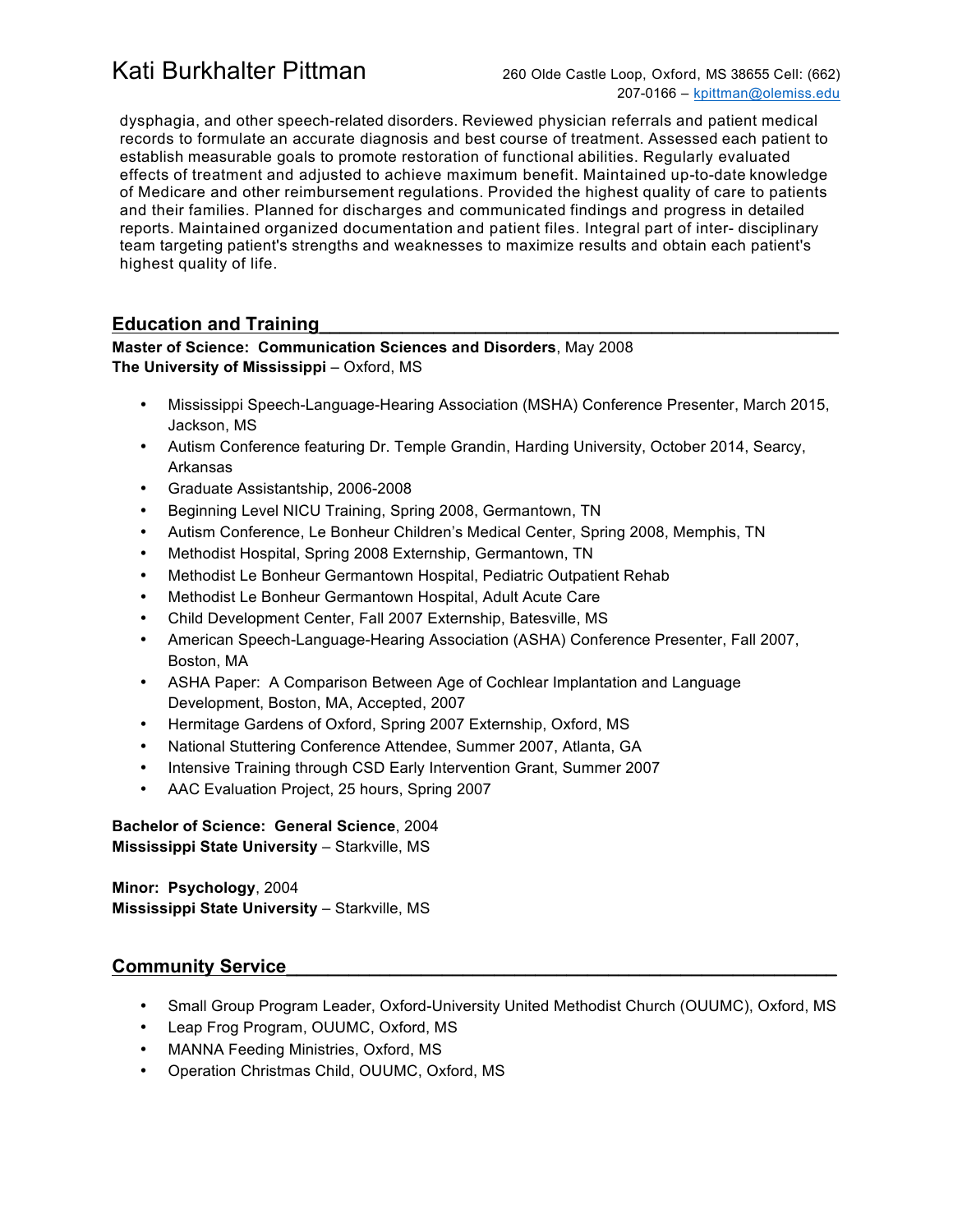dysphagia, and other speech-related disorders. Reviewed physician referrals and patient medical records to formulate an accurate diagnosis and best course of treatment. Assessed each patient to establish measurable goals to promote restoration of functional abilities. Regularly evaluated effects of treatment and adjusted to achieve maximum benefit. Maintained up-to-date knowledge of Medicare and other reimbursement regulations. Provided the highest quality of care to patients and their families. Planned for discharges and communicated findings and progress in detailed reports. Maintained organized documentation and patient files. Integral part of inter- disciplinary team targeting patient's strengths and weaknesses to maximize results and obtain each patient's highest quality of life.

## Education and Training

**Master of Science: Communication Sciences and Disorders**, May 2008
**The University of Mississippi** – Oxford, MS

- Mississippi Speech-Language-Hearing Association (MSHA) Conference Presenter, March 2015, Jackson, MS
- Autism Conference featuring Dr. Temple Grandin, Harding University, October 2014, Searcy, Arkansas
- Graduate Assistantship, 2006-2008
- Beginning Level NICU Training, Spring 2008, Germantown, TN
- Autism Conference, Le Bonheur Children's Medical Center, Spring 2008, Memphis, TN
- Methodist Hospital, Spring 2008 Externship, Germantown, TN
- Methodist Le Bonheur Germantown Hospital, Pediatric Outpatient Rehab
- Methodist Le Bonheur Germantown Hospital, Adult Acute Care
- Child Development Center, Fall 2007 Externship, Batesville, MS
- American Speech-Language-Hearing Association (ASHA) Conference Presenter, Fall 2007, Boston, MA
- ASHA Paper: A Comparison Between Age of Cochlear Implantation and Language Development, Boston, MA, Accepted, 2007
- Hermitage Gardens of Oxford, Spring 2007 Externship, Oxford, MS
- National Stuttering Conference Attendee, Summer 2007, Atlanta, GA
- Intensive Training through CSD Early Intervention Grant, Summer 2007
- AAC Evaluation Project, 25 hours, Spring 2007

**Bachelor of Science: General Science**, 2004
**Mississippi State University** – Starkville, MS

**Minor: Psychology**, 2004
**Mississippi State University** – Starkville, MS

## Community Service

- Small Group Program Leader, Oxford-University United Methodist Church (OUUMC), Oxford, MS
- Leap Frog Program, OUUMC, Oxford, MS
- MANNA Feeding Ministries, Oxford, MS
- Operation Christmas Child, OUUMC, Oxford, MS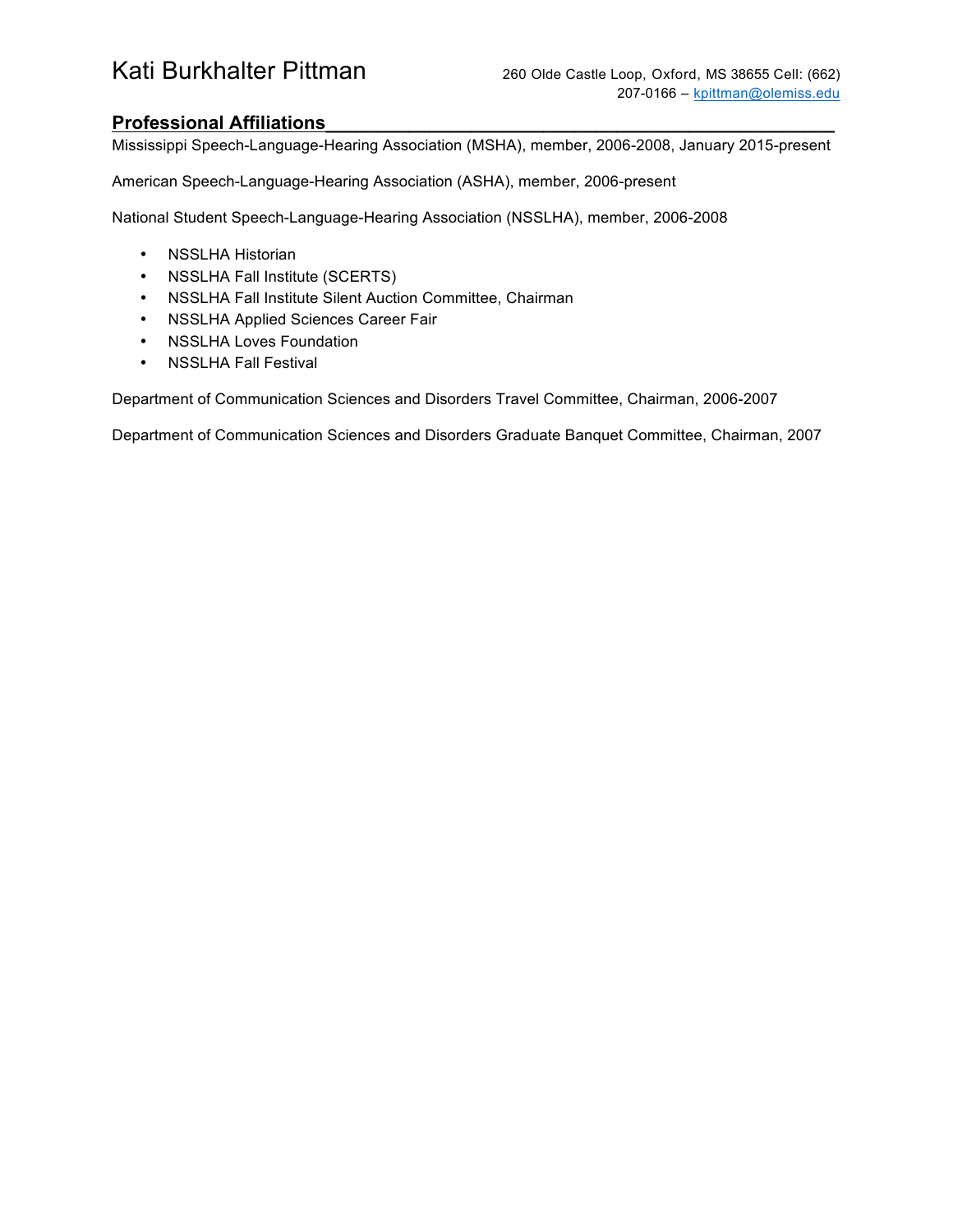# Kati Burkhalter Pittman

260 Olde Castle Loop, Oxford, MS 38655 Cell: (662) 207-0166 – kpittman@olemiss.edu

## Professional Affiliations

Mississippi Speech-Language-Hearing Association (MSHA), member, 2006-2008, January 2015-present

American Speech-Language-Hearing Association (ASHA), member, 2006-present

National Student Speech-Language-Hearing Association (NSSLHA), member, 2006-2008

- NSSLHA Historian
- NSSLHA Fall Institute (SCERTS)
- NSSLHA Fall Institute Silent Auction Committee, Chairman
- NSSLHA Applied Sciences Career Fair
- NSSLHA Loves Foundation
- NSSLHA Fall Festival

Department of Communication Sciences and Disorders Travel Committee, Chairman, 2006-2007

Department of Communication Sciences and Disorders Graduate Banquet Committee, Chairman, 2007